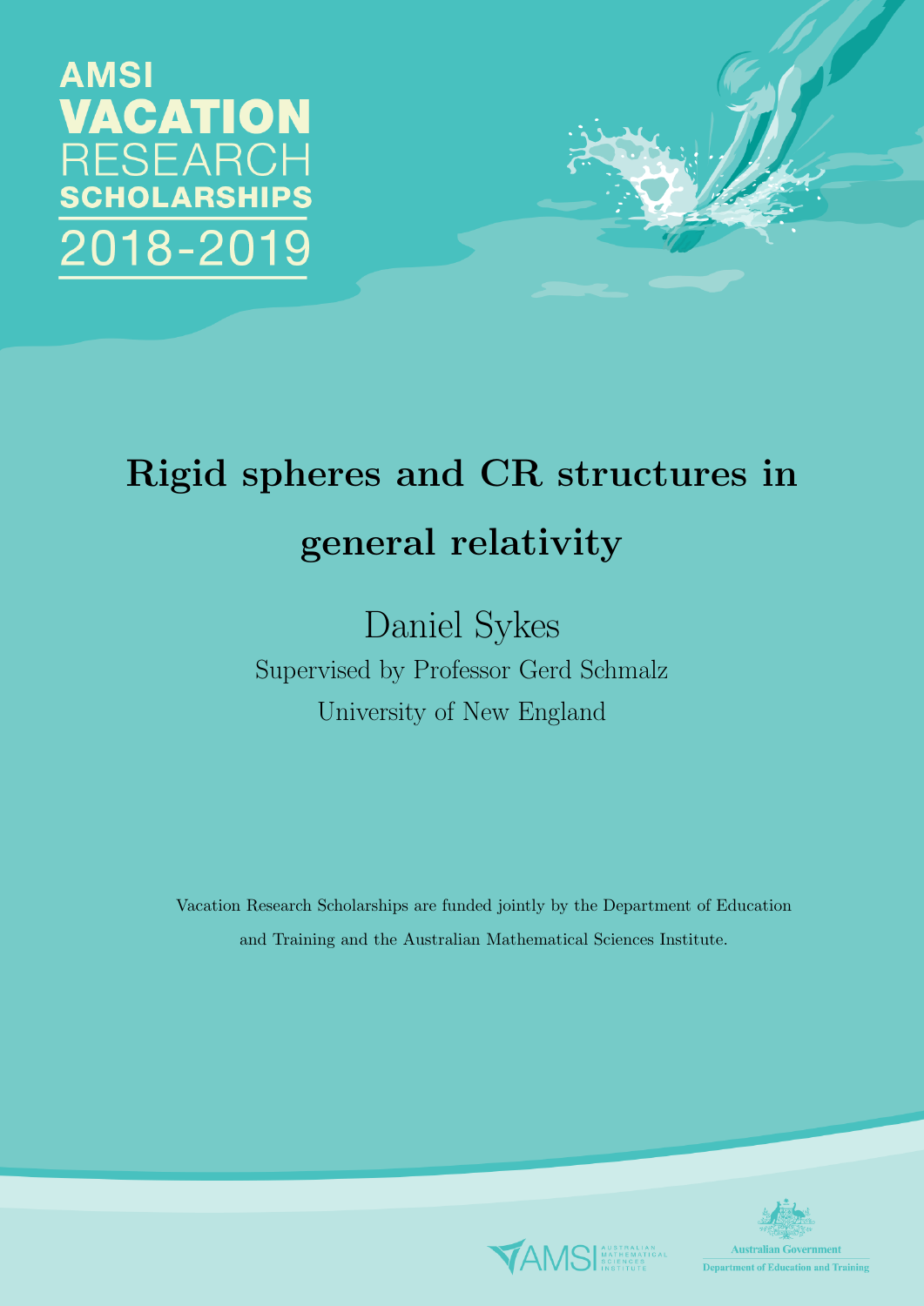AMSI
VACATION
RESEARCH
SCHOLARSHIPS
2018-2019

# Rigid spheres and CR structures in general relativity

Daniel Sykes

Supervised by Professor Gerd Schmalz

University of New England

Vacation Research Scholarships are funded jointly by the Department of Education and Training and the Australian Mathematical Sciences Institute.

AMSI Australian Mathematical Sciences Institute

Australian Government
Department of Education and Training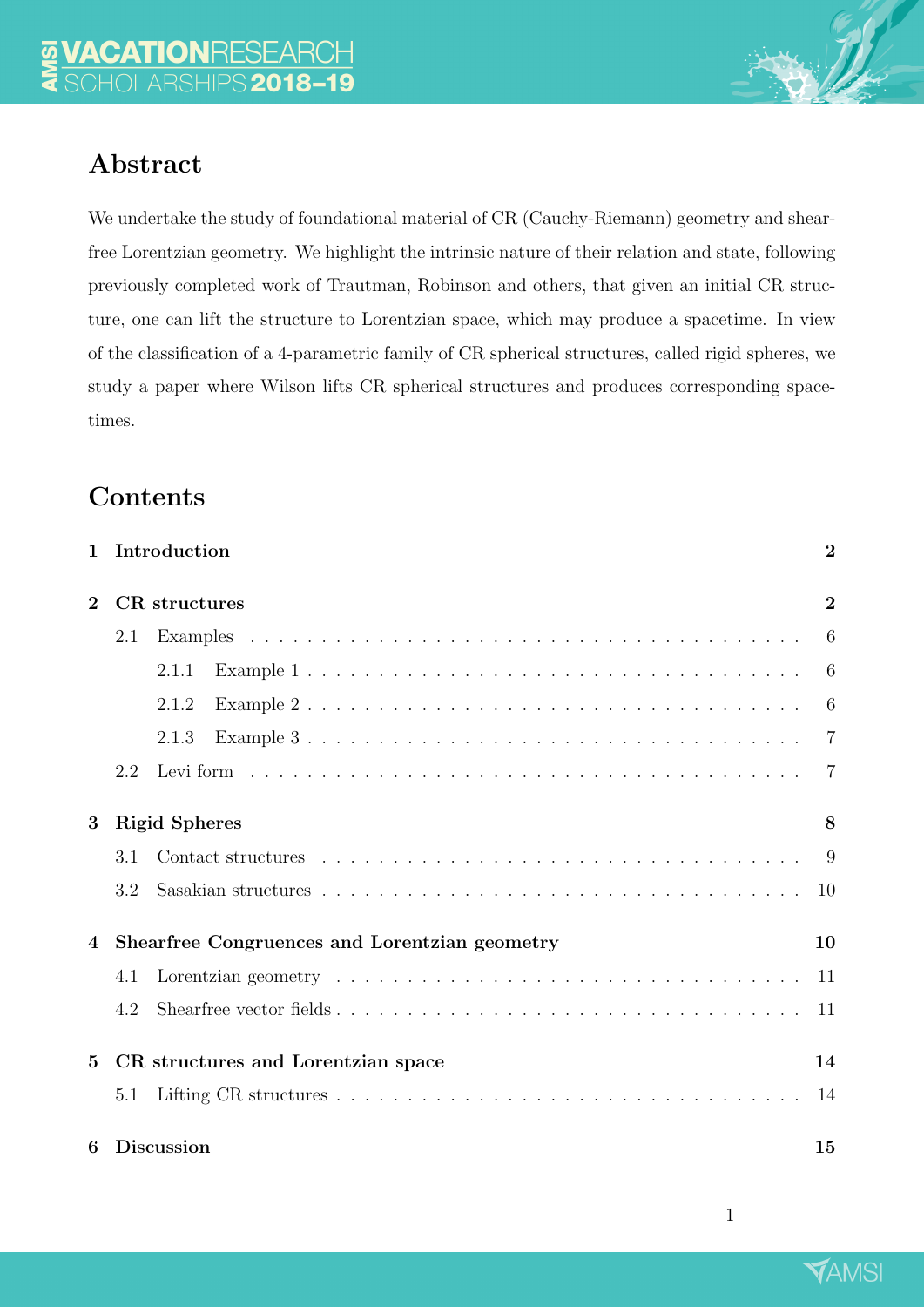## Abstract

We undertake the study of foundational material of CR (Cauchy-Riemann) geometry and shear-free Lorentzian geometry. We highlight the intrinsic nature of their relation and state, following previously completed work of Trautman, Robinson and others, that given an initial CR structure, one can lift the structure to Lorentzian space, which may produce a spacetime. In view of the classification of a 4-parametric family of CR spherical structures, called rigid spheres, we study a paper where Wilson lifts CR spherical structures and produces corresponding spacetimes.

## Contents

- **1 Introduction** — 2
- **2 CR structures** — 2
  - 2.1 Examples — 6
    - 2.1.1 Example 1 — 6
    - 2.1.2 Example 2 — 6
    - 2.1.3 Example 3 — 7
  - 2.2 Levi form — 7
- **3 Rigid Spheres** — 8
  - 3.1 Contact structures — 9
  - 3.2 Sasakian structures — 10
- **4 Shearfree Congruences and Lorentzian geometry** — 10
  - 4.1 Lorentzian geometry — 11
  - 4.2 Shearfree vector fields — 11
- **5 CR structures and Lorentzian space** — 14
  - 5.1 Lifting CR structures — 14
- **6 Discussion** — 15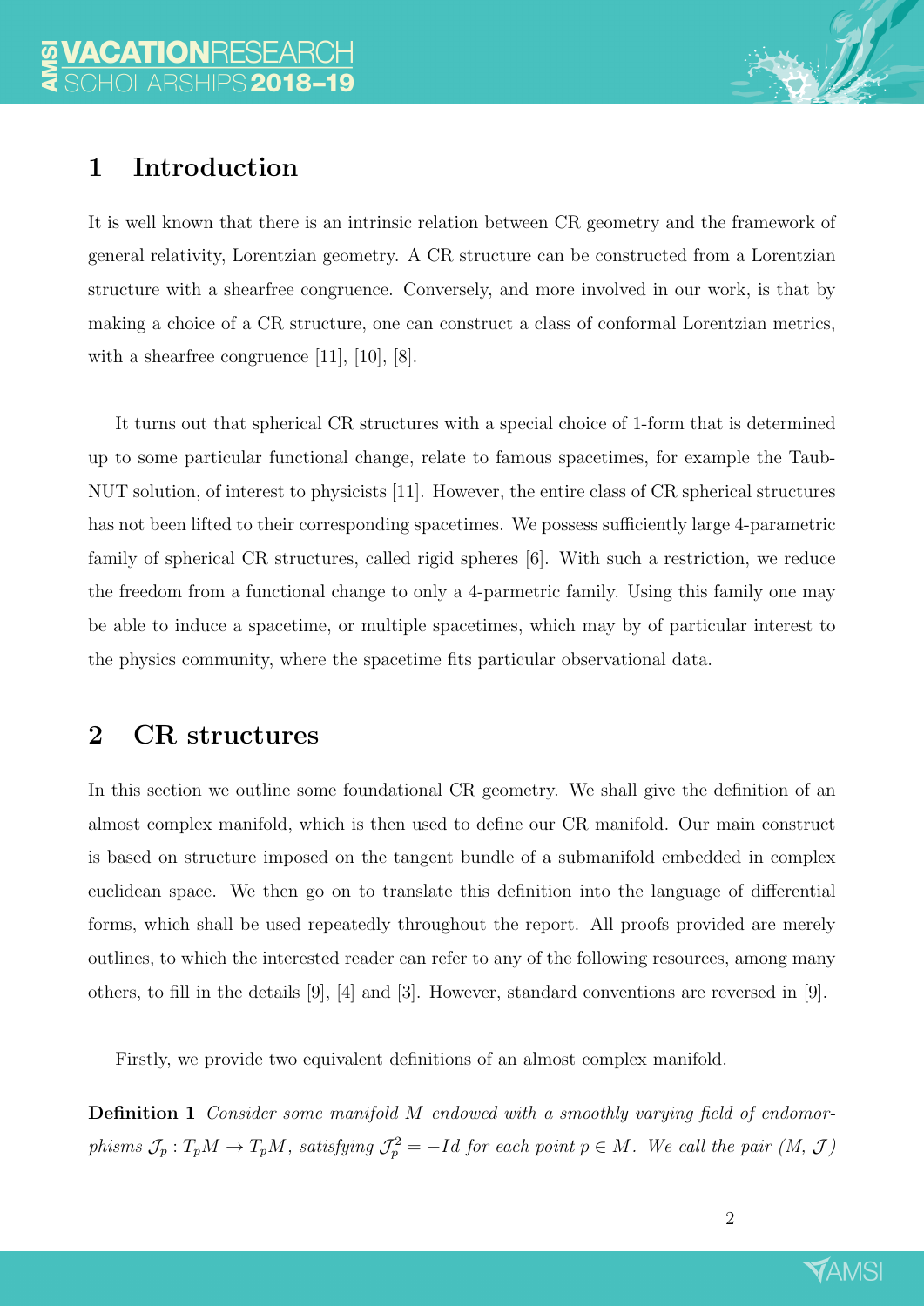## 1 Introduction

It is well known that there is an intrinsic relation between CR geometry and the framework of general relativity, Lorentzian geometry. A CR structure can be constructed from a Lorentzian structure with a shearfree congruence. Conversely, and more involved in our work, is that by making a choice of a CR structure, one can construct a class of conformal Lorentzian metrics, with a shearfree congruence [11], [10], [8].

It turns out that spherical CR structures with a special choice of 1-form that is determined up to some particular functional change, relate to famous spacetimes, for example the Taub-NUT solution, of interest to physicists [11]. However, the entire class of CR spherical structures has not been lifted to their corresponding spacetimes. We possess sufficiently large 4-parametric family of spherical CR structures, called rigid spheres [6]. With such a restriction, we reduce the freedom from a functional change to only a 4-parmetric family. Using this family one may be able to induce a spacetime, or multiple spacetimes, which may by of particular interest to the physics community, where the spacetime fits particular observational data.

## 2 CR structures

In this section we outline some foundational CR geometry. We shall give the definition of an almost complex manifold, which is then used to define our CR manifold. Our main construct is based on structure imposed on the tangent bundle of a submanifold embedded in complex euclidean space. We then go on to translate this definition into the language of differential forms, which shall be used repeatedly throughout the report. All proofs provided are merely outlines, to which the interested reader can refer to any of the following resources, among many others, to fill in the details [9], [4] and [3]. However, standard conventions are reversed in [9].

Firstly, we provide two equivalent definitions of an almost complex manifold.

**Definition 1** *Consider some manifold $M$ endowed with a smoothly varying field of endomorphisms $\mathcal{J}_p : T_pM \to T_pM$, satisfying $\mathcal{J}_p^2 = -Id$ for each point $p \in M$. We call the pair $(M, \mathcal{J})$*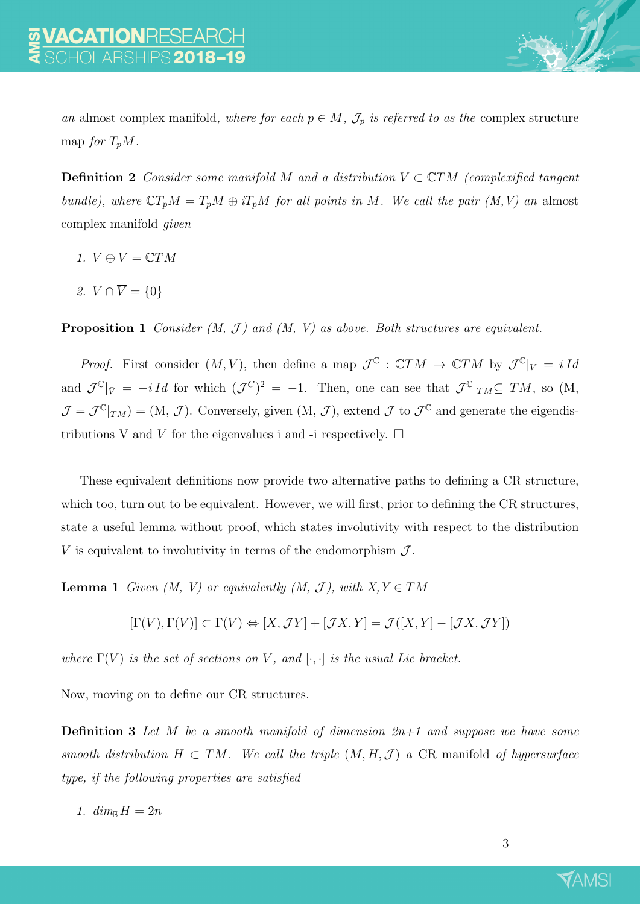*an* almost complex manifold*, where for each $p \in M$, $\mathcal{J}_p$ is referred to as the* complex structure map *for $T_pM$.*

**Definition 2** *Consider some manifold $M$ and a distribution $V \subset \mathbb{C}TM$ (complexified tangent bundle), where $\mathbb{C}T_pM = T_pM \oplus iT_pM$ for all points in $M$. We call the pair $(M,V)$ an* almost complex manifold *given*

1. $V \oplus \overline{V} = \mathbb{C}TM$
2. $V \cap \overline{V} = \{0\}$

**Proposition 1** *Consider (M, $\mathcal{J}$) and (M, V) as above. Both structures are equivalent.*

*Proof.* First consider $(M,V)$, then define a map $\mathcal{J}^{\mathbb{C}} : \mathbb{C}TM \to \mathbb{C}TM$ by $\mathcal{J}^{\mathbb{C}}|_V = i\,Id$ and $\mathcal{J}^{\mathbb{C}}|_{\bar{V}} = -i\,Id$ for which $(\mathcal{J}^C)^2 = -1$. Then, one can see that $\mathcal{J}^{\mathbb{C}}|_{TM} \subseteq TM$, so (M, $\mathcal{J} = \mathcal{J}^{\mathbb{C}}|_{TM}$) = (M, $\mathcal{J}$). Conversely, given (M, $\mathcal{J}$), extend $\mathcal{J}$ to $\mathcal{J}^{\mathbb{C}}$ and generate the eigendistributions V and $\overline{V}$ for the eigenvalues i and -i respectively. □

These equivalent definitions now provide two alternative paths to defining a CR structure, which too, turn out to be equivalent. However, we will first, prior to defining the CR structures, state a useful lemma without proof, which states involutivity with respect to the distribution $V$ is equivalent to involutivity in terms of the endomorphism $\mathcal{J}$.

**Lemma 1** *Given (M, V) or equivalently (M, $\mathcal{J}$), with $X, Y \in TM$*

$$[\Gamma(V), \Gamma(V)] \subset \Gamma(V) \Leftrightarrow [X, \mathcal{J}Y] + [\mathcal{J}X, Y] = \mathcal{J}([X, Y] - [\mathcal{J}X, \mathcal{J}Y])$$

*where $\Gamma(V)$ is the set of sections on $V$, and $[\cdot,\cdot]$ is the usual Lie bracket.*

Now, moving on to define our CR structures.

**Definition 3** *Let $M$ be a smooth manifold of dimension 2n+1 and suppose we have some smooth distribution $H \subset TM$. We call the triple $(M, H, \mathcal{J})$ a* CR manifold *of hypersurface type, if the following properties are satisfied*

1. $\dim_{\mathbb{R}} H = 2n$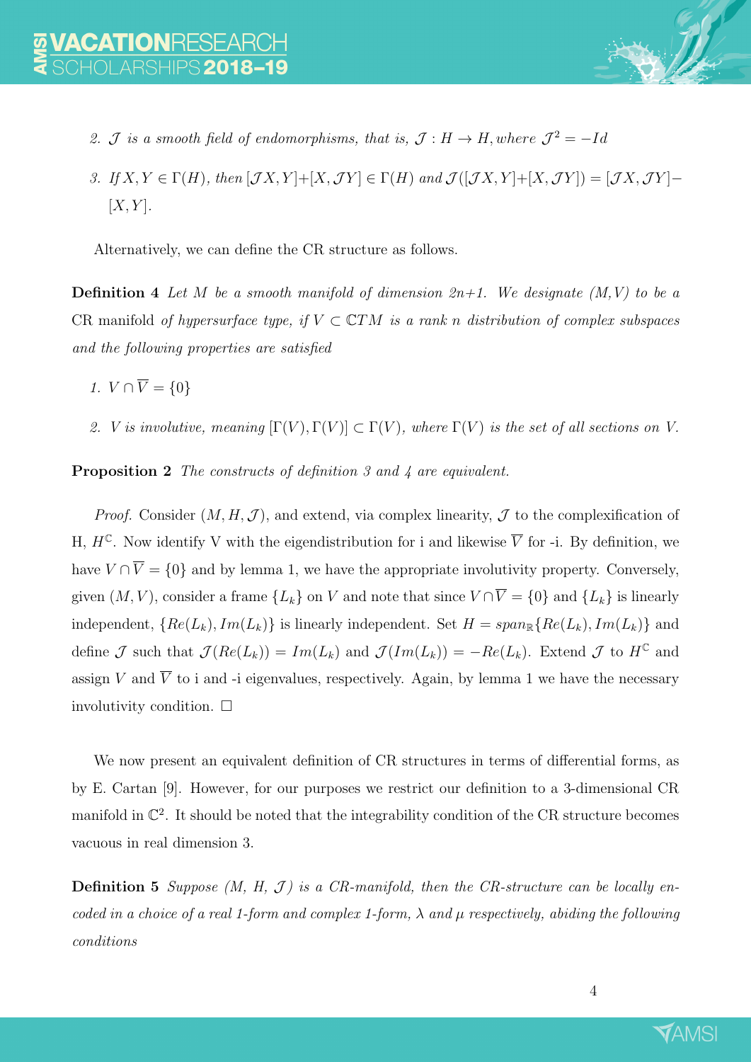2. *$\mathcal{J}$ is a smooth field of endomorphisms, that is, $\mathcal{J} : H \to H$, where $\mathcal{J}^2 = -Id$*

3. *If $X, Y \in \Gamma(H)$, then $[\mathcal{J}X, Y] + [X, \mathcal{J}Y] \in \Gamma(H)$ and $\mathcal{J}([\mathcal{J}X, Y] + [X, \mathcal{J}Y]) = [\mathcal{J}X, \mathcal{J}Y] - [X, Y]$.*

Alternatively, we can define the CR structure as follows.

**Definition 4** *Let $M$ be a smooth manifold of dimension $2n+1$. We designate $(M, V)$ to be a* CR manifold *of hypersurface type, if $V \subset \mathbb{C}TM$ is a rank $n$ distribution of complex subspaces and the following properties are satisfied*

1. *$V \cap \overline{V} = \{0\}$*

2. *$V$ is involutive, meaning $[\Gamma(V), \Gamma(V)] \subset \Gamma(V)$, where $\Gamma(V)$ is the set of all sections on $V$.*

**Proposition 2** *The constructs of definition 3 and 4 are equivalent.*

*Proof.* Consider $(M, H, \mathcal{J})$, and extend, via complex linearity, $\mathcal{J}$ to the complexification of H, $H^{\mathbb{C}}$. Now identify V with the eigendistribution for i and likewise $\overline{V}$ for -i. By definition, we have $V \cap \overline{V} = \{0\}$ and by lemma 1, we have the appropriate involutivity property. Conversely, given $(M, V)$, consider a frame $\{L_k\}$ on $V$ and note that since $V \cap \overline{V} = \{0\}$ and $\{L_k\}$ is linearly independent, $\{Re(L_k), Im(L_k)\}$ is linearly independent. Set $H = span_{\mathbb{R}}\{Re(L_k), Im(L_k)\}$ and define $\mathcal{J}$ such that $\mathcal{J}(Re(L_k)) = Im(L_k)$ and $\mathcal{J}(Im(L_k)) = -Re(L_k)$. Extend $\mathcal{J}$ to $H^{\mathbb{C}}$ and assign $V$ and $\overline{V}$ to i and -i eigenvalues, respectively. Again, by lemma 1 we have the necessary involutivity condition. $\square$

We now present an equivalent definition of CR structures in terms of differential forms, as by E. Cartan [9]. However, for our purposes we restrict our definition to a 3-dimensional CR manifold in $\mathbb{C}^2$. It should be noted that the integrability condition of the CR structure becomes vacuous in real dimension 3.

**Definition 5** *Suppose $(M, H, \mathcal{J})$ is a CR-manifold, then the CR-structure can be locally encoded in a choice of a real 1-form and complex 1-form, $\lambda$ and $\mu$ respectively, abiding the following conditions*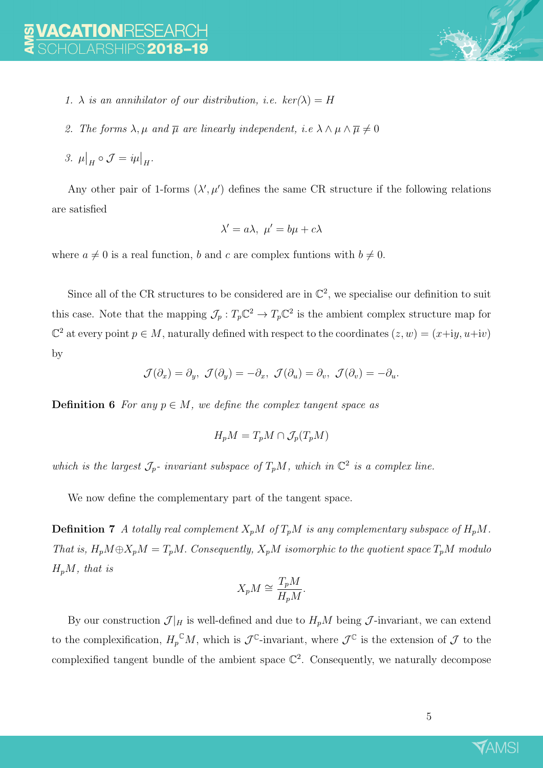1. *$\lambda$ is an annihilator of our distribution, i.e. $ker(\lambda) = H$*

2. *The forms $\lambda, \mu$ and $\overline{\mu}$ are linearly independent, i.e $\lambda \wedge \mu \wedge \overline{\mu} \neq 0$*

3. *$\mu\big|_H \circ \mathcal{J} = i\mu\big|_H$.*

Any other pair of 1-forms $(\lambda', \mu')$ defines the same CR structure if the following relations are satisfied

$$\lambda' = a\lambda, \ \mu' = b\mu + c\lambda$$

where $a \neq 0$ is a real function, $b$ and $c$ are complex funtions with $b \neq 0$.

Since all of the CR structures to be considered are in $\mathbb{C}^2$, we specialise our definition to suit this case. Note that the mapping $\mathcal{J}_p : T_p\mathbb{C}^2 \to T_p\mathbb{C}^2$ is the ambient complex structure map for $\mathbb{C}^2$ at every point $p \in M$, naturally defined with respect to the coordinates $(z, w) = (x+\mathrm{i}y, u+\mathrm{i}v)$ by

$$\mathcal{J}(\partial_x) = \partial_y, \ \mathcal{J}(\partial_y) = -\partial_x, \ \mathcal{J}(\partial_u) = \partial_v, \ \mathcal{J}(\partial_v) = -\partial_u.$$

**Definition 6** *For any $p \in M$, we define the complex tangent space as*

$$H_pM = T_pM \cap \mathcal{J}_p(T_pM)$$

*which is the largest $\mathcal{J}_p$- invariant subspace of $T_pM$, which in $\mathbb{C}^2$ is a complex line.*

We now define the complementary part of the tangent space.

**Definition 7** *A totally real complement $X_pM$ of $T_pM$ is any complementary subspace of $H_pM$. That is, $H_pM \oplus X_pM = T_pM$. Consequently, $X_pM$ isomorphic to the quotient space $T_pM$ modulo $H_pM$, that is*

$$X_pM \cong \frac{T_pM}{H_pM}.$$

By our construction $\mathcal{J}|_H$ is well-defined and due to $H_pM$ being $\mathcal{J}$-invariant, we can extend to the complexification, $H_p{}^{\mathbb{C}}M$, which is $\mathcal{J}^{\mathbb{C}}$-invariant, where $\mathcal{J}^{\mathbb{C}}$ is the extension of $\mathcal{J}$ to the complexified tangent bundle of the ambient space $\mathbb{C}^2$. Consequently, we naturally decompose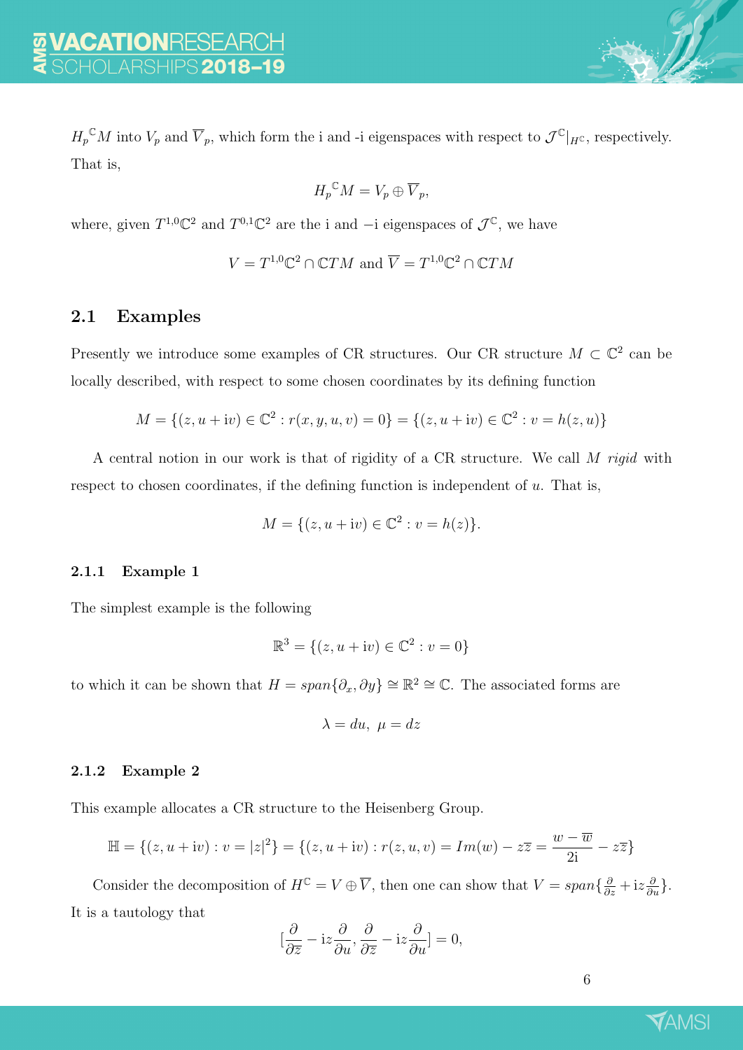${H_p}^{\mathbb{C}}M$ into $V_p$ and $\overline{V}_p$, which form the i and -i eigenspaces with respect to $\mathcal{J}^{\mathbb{C}}|_{H^{\mathbb{C}}}$, respectively. That is,

$$
{H_p}^{\mathbb{C}}M = V_p \oplus \overline{V}_p,
$$

where, given $T^{1,0}\mathbb{C}^2$ and $T^{0,1}\mathbb{C}^2$ are the i and $-$i eigenspaces of $\mathcal{J}^{\mathbb{C}}$, we have

$$
V = T^{1,0}\mathbb{C}^2 \cap \mathbb{C}TM \text{ and } \overline{V} = T^{1,0}\mathbb{C}^2 \cap \mathbb{C}TM
$$

## 2.1 Examples

Presently we introduce some examples of CR structures. Our CR structure $M \subset \mathbb{C}^2$ can be locally described, with respect to some chosen coordinates by its defining function

$$
M = \{(z, u + \mathrm{i}v) \in \mathbb{C}^2 : r(x, y, u, v) = 0\} = \{(z, u + \mathrm{i}v) \in \mathbb{C}^2 : v = h(z, u)\}
$$

A central notion in our work is that of rigidity of a CR structure. We call $M$ *rigid* with respect to chosen coordinates, if the defining function is independent of $u$. That is,

$$
M = \{(z, u + \mathrm{i}v) \in \mathbb{C}^2 : v = h(z)\}.
$$

### 2.1.1 Example 1

The simplest example is the following

$$
\mathbb{R}^3 = \{(z, u + \mathrm{i}v) \in \mathbb{C}^2 : v = 0\}
$$

to which it can be shown that $H = span\{\partial_x, \partial y\} \cong \mathbb{R}^2 \cong \mathbb{C}$. The associated forms are

$$
\lambda = du, \ \mu = dz
$$

### 2.1.2 Example 2

This example allocates a CR structure to the Heisenberg Group.

$$
\mathbb{H} = \{(z, u + \mathrm{i}v) : v = |z|^2\} = \{(z, u + \mathrm{i}v) : r(z, u, v) = Im(w) - z\overline{z} = \frac{w - \overline{w}}{2\mathrm{i}} - z\overline{z}\}
$$

Consider the decomposition of $H^{\mathbb{C}} = V \oplus \overline{V}$, then one can show that $V = span\{\frac{\partial}{\partial z} + \mathrm{i}\overline{z}\frac{\partial}{\partial u}\}$. It is a tautology that

$$
[\frac{\partial}{\partial \overline{z}} - \mathrm{i}z\frac{\partial}{\partial u}, \frac{\partial}{\partial \overline{z}} - \mathrm{i}z\frac{\partial}{\partial u}] = 0,
$$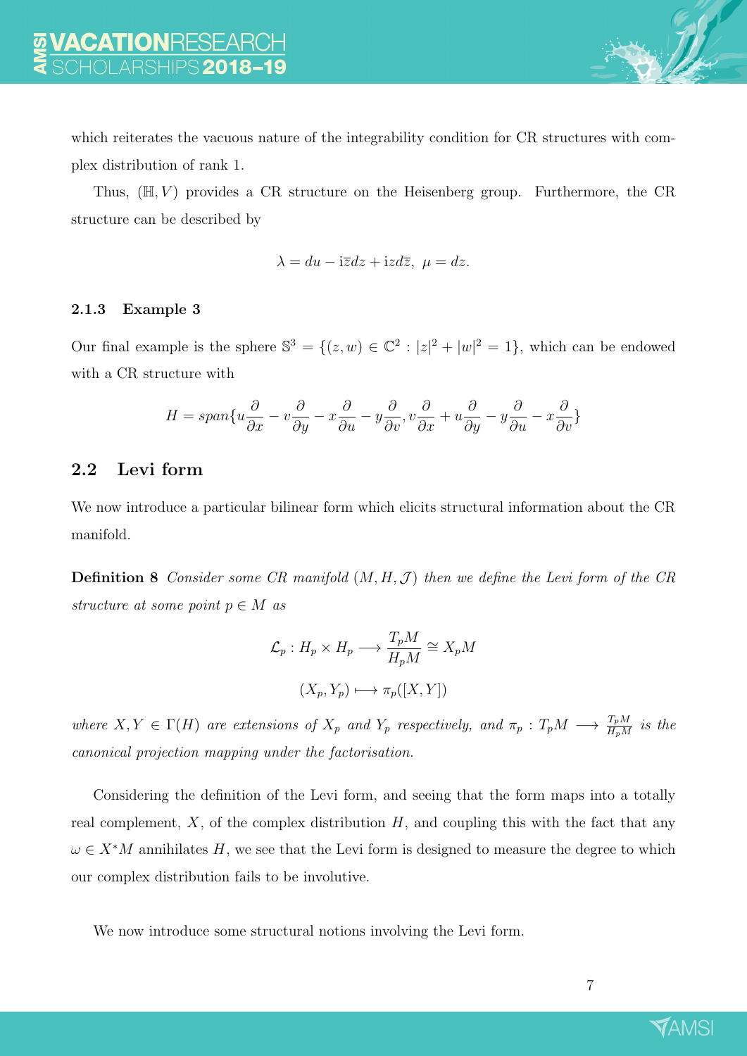which reiterates the vacuous nature of the integrability condition for CR structures with complex distribution of rank 1.

Thus, $(\mathbb{H}, V)$ provides a CR structure on the Heisenberg group. Furthermore, the CR structure can be described by

$$\lambda = du - \mathrm{i}\bar{z}dz + \mathrm{i}zd\bar{z}, \ \mu = dz.$$

#### 2.1.3 Example 3

Our final example is the sphere $\mathbb{S}^3 = \{(z, w) \in \mathbb{C}^2 : |z|^2 + |w|^2 = 1\}$, which can be endowed with a CR structure with

$$H = span\{u\frac{\partial}{\partial x} - v\frac{\partial}{\partial y} - x\frac{\partial}{\partial u} - y\frac{\partial}{\partial v}, v\frac{\partial}{\partial x} + u\frac{\partial}{\partial y} - y\frac{\partial}{\partial u} - x\frac{\partial}{\partial v}\}$$

### 2.2 Levi form

We now introduce a particular bilinear form which elicits structural information about the CR manifold.

**Definition 8** *Consider some CR manifold $(M, H, \mathcal{J})$ then we define the Levi form of the CR structure at some point $p \in M$ as*

$$\mathcal{L}_p : H_p \times H_p \longrightarrow \frac{T_pM}{H_pM} \cong X_pM$$

$$(X_p, Y_p) \longmapsto \pi_p([X, Y])$$

*where $X, Y \in \Gamma(H)$ are extensions of $X_p$ and $Y_p$ respectively, and $\pi_p : T_pM \longrightarrow \frac{T_pM}{H_pM}$ is the canonical projection mapping under the factorisation.*

Considering the definition of the Levi form, and seeing that the form maps into a totally real complement, $X$, of the complex distribution $H$, and coupling this with the fact that any $\omega \in X^*M$ annihilates $H$, we see that the Levi form is designed to measure the degree to which our complex distribution fails to be involutive.

We now introduce some structural notions involving the Levi form.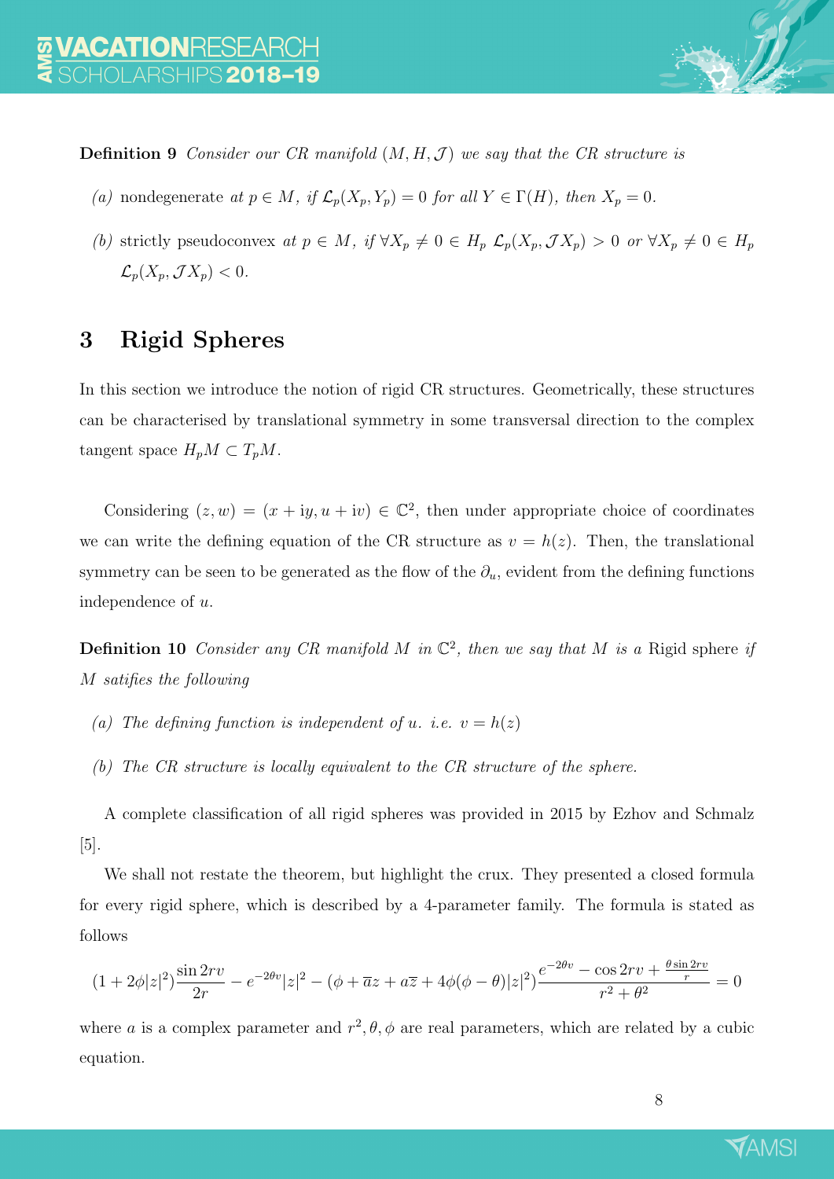**Definition 9** *Consider our CR manifold $(M, H, \mathcal{J})$ we say that the CR structure is*

*(a)* nondegenerate *at $p \in M$, if $\mathcal{L}_p(X_p, Y_p) = 0$ for all $Y \in \Gamma(H)$, then $X_p = 0$.*

*(b)* strictly pseudoconvex *at $p \in M$, if $\forall X_p \neq 0 \in H_p$ $\mathcal{L}_p(X_p, \mathcal{J}X_p) > 0$ or $\forall X_p \neq 0 \in H_p$ $\mathcal{L}_p(X_p, \mathcal{J}X_p) < 0$.*

## 3 Rigid Spheres

In this section we introduce the notion of rigid CR structures. Geometrically, these structures can be characterised by translational symmetry in some transversal direction to the complex tangent space $H_pM \subset T_pM$.

Considering $(z, w) = (x + \mathrm{i}y, u + \mathrm{i}v) \in \mathbb{C}^2$, then under appropriate choice of coordinates we can write the defining equation of the CR structure as $v = h(z)$. Then, the translational symmetry can be seen to be generated as the flow of the $\partial_u$, evident from the defining functions independence of $u$.

**Definition 10** *Consider any CR manifold $M$ in $\mathbb{C}^2$, then we say that $M$ is a* Rigid sphere *if $M$ satifies the following*

*(a) The defining function is independent of $u$. i.e. $v = h(z)$*

*(b) The CR structure is locally equivalent to the CR structure of the sphere.*

A complete classification of all rigid spheres was provided in 2015 by Ezhov and Schmalz [5].

We shall not restate the theorem, but highlight the crux. They presented a closed formula for every rigid sphere, which is described by a 4-parameter family. The formula is stated as follows

$$(1 + 2\phi|z|^2)\frac{\sin 2rv}{2r} - e^{-2\theta v}|z|^2 - (\phi + \overline{a}z + a\overline{z} + 4\phi(\phi - \theta)|z|^2)\frac{e^{-2\theta v} - \cos 2rv + \frac{\theta \sin 2rv}{r}}{r^2 + \theta^2} = 0$$

where $a$ is a complex parameter and $r^2, \theta, \phi$ are real parameters, which are related by a cubic equation.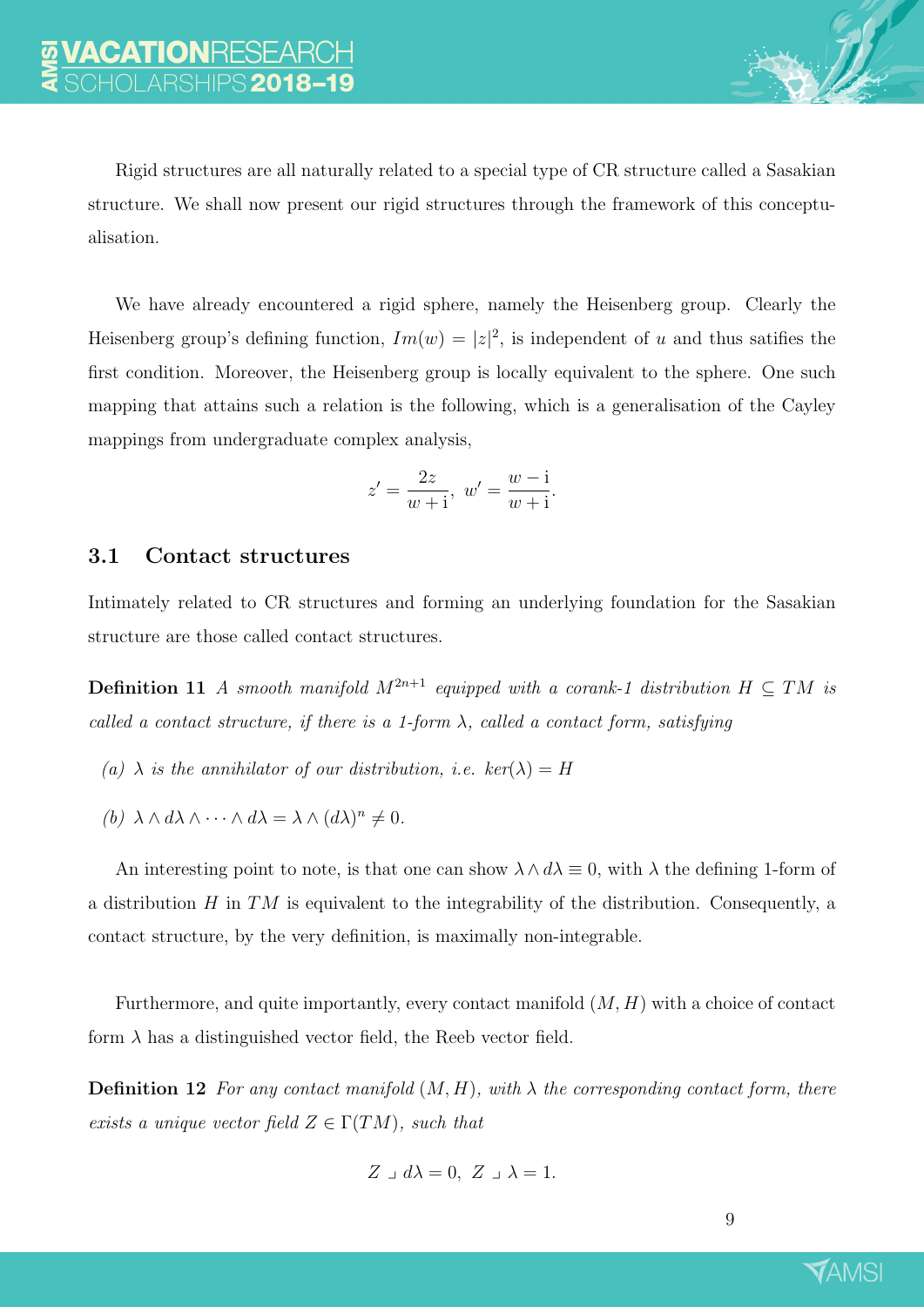Rigid structures are all naturally related to a special type of CR structure called a Sasakian structure. We shall now present our rigid structures through the framework of this conceptualisation.

We have already encountered a rigid sphere, namely the Heisenberg group. Clearly the Heisenberg group's defining function, $Im(w) = |z|^2$, is independent of $u$ and thus satifies the first condition. Moreover, the Heisenberg group is locally equivalent to the sphere. One such mapping that attains such a relation is the following, which is a generalisation of the Cayley mappings from undergraduate complex analysis,

$$z' = \frac{2z}{w + \mathrm{i}},\ w' = \frac{w - \mathrm{i}}{w + \mathrm{i}}.$$

### 3.1 Contact structures

Intimately related to CR structures and forming an underlying foundation for the Sasakian structure are those called contact structures.

**Definition 11** *A smooth manifold $M^{2n+1}$ equipped with a corank-1 distribution $H \subseteq TM$ is called a contact structure, if there is a 1-form $\lambda$, called a contact form, satisfying*

*(a) $\lambda$ is the annihilator of our distribution, i.e. $ker(\lambda) = H$*

*(b) $\lambda \wedge d\lambda \wedge \cdots \wedge d\lambda = \lambda \wedge (d\lambda)^n \neq 0$.*

An interesting point to note, is that one can show $\lambda \wedge d\lambda \equiv 0$, with $\lambda$ the defining 1-form of a distribution $H$ in $TM$ is equivalent to the integrability of the distribution. Consequently, a contact structure, by the very definition, is maximally non-integrable.

Furthermore, and quite importantly, every contact manifold $(M, H)$ with a choice of contact form $\lambda$ has a distinguished vector field, the Reeb vector field.

**Definition 12** *For any contact manifold $(M, H)$, with $\lambda$ the corresponding contact form, there exists a unique vector field $Z \in \Gamma(TM)$, such that*

$$Z \lrcorner\, d\lambda = 0,\ Z \lrcorner\, \lambda = 1.$$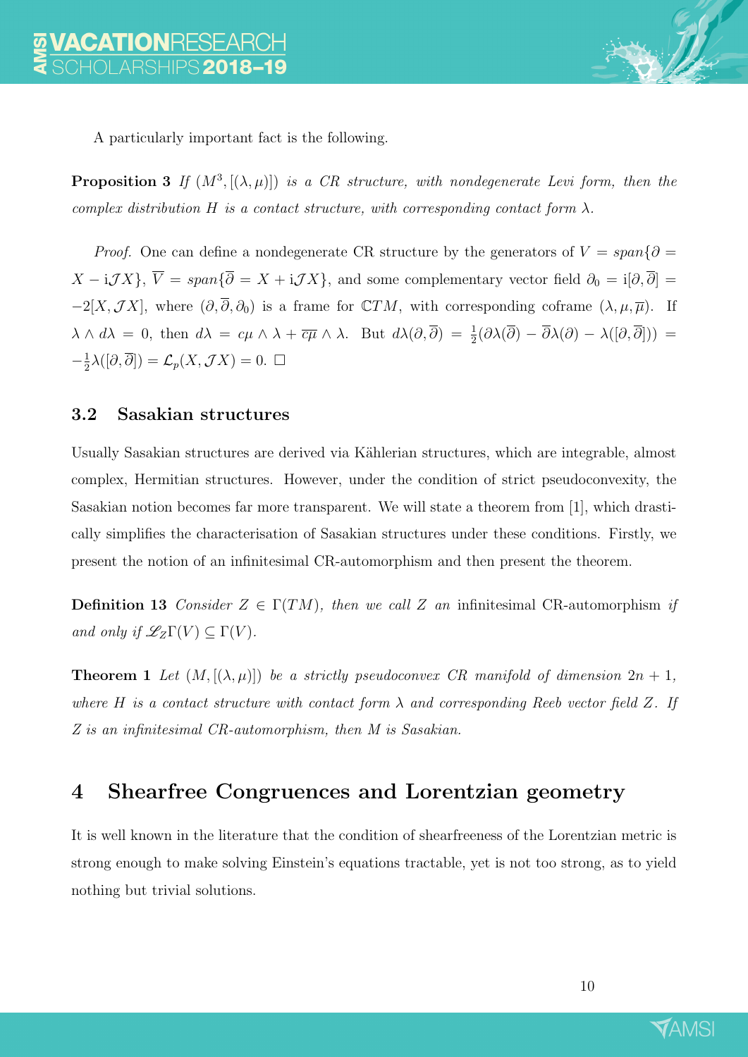A particularly important fact is the following.

**Proposition 3** *If $(M^3, [(\lambda, \mu)])$ is a CR structure, with nondegenerate Levi form, then the complex distribution $H$ is a contact structure, with corresponding contact form $\lambda$.*

*Proof.* One can define a nondegenerate CR structure by the generators of $V = span\{\partial = X - \mathrm{i}\mathcal{J}X\}$, $\overline{V} = span\{\overline{\partial} = X + \mathrm{i}\mathcal{J}X\}$, and some complementary vector field $\partial_0 = \mathrm{i}[\partial, \overline{\partial}] = -2[X, \mathcal{J}X]$, where $(\partial, \overline{\partial}, \partial_0)$ is a frame for $\mathbb{C}TM$, with corresponding coframe $(\lambda, \mu, \overline{\mu})$. If $\lambda \wedge d\lambda = 0$, then $d\lambda = c\mu \wedge \lambda + \overline{c\mu} \wedge \lambda$. But $d\lambda(\partial, \overline{\partial}) = \frac{1}{2}(\partial\lambda(\overline{\partial}) - \overline{\partial}\lambda(\partial) - \lambda([\partial, \overline{\partial}])) = -\frac{1}{2}\lambda([\partial, \overline{\partial}]) = \mathcal{L}_p(X, \mathcal{J}X) = 0$. $\square$

### 3.2 Sasakian structures

Usually Sasakian structures are derived via Kählerian structures, which are integrable, almost complex, Hermitian structures. However, under the condition of strict pseudoconvexity, the Sasakian notion becomes far more transparent. We will state a theorem from [1], which drastically simplifies the characterisation of Sasakian structures under these conditions. Firstly, we present the notion of an infinitesimal CR-automorphism and then present the theorem.

**Definition 13** *Consider $Z \in \Gamma(TM)$, then we call $Z$ an* infinitesimal CR-automorphism *if and only if $\mathscr{L}_Z\Gamma(V) \subseteq \Gamma(V)$.*

**Theorem 1** *Let $(M, [(\lambda, \mu)])$ be a strictly pseudoconvex CR manifold of dimension $2n+1$, where $H$ is a contact structure with contact form $\lambda$ and corresponding Reeb vector field $Z$. If $Z$ is an infinitesimal CR-automorphism, then $M$ is Sasakian.*

## 4 Shearfree Congruences and Lorentzian geometry

It is well known in the literature that the condition of shearfreeness of the Lorentzian metric is strong enough to make solving Einstein's equations tractable, yet is not too strong, as to yield nothing but trivial solutions.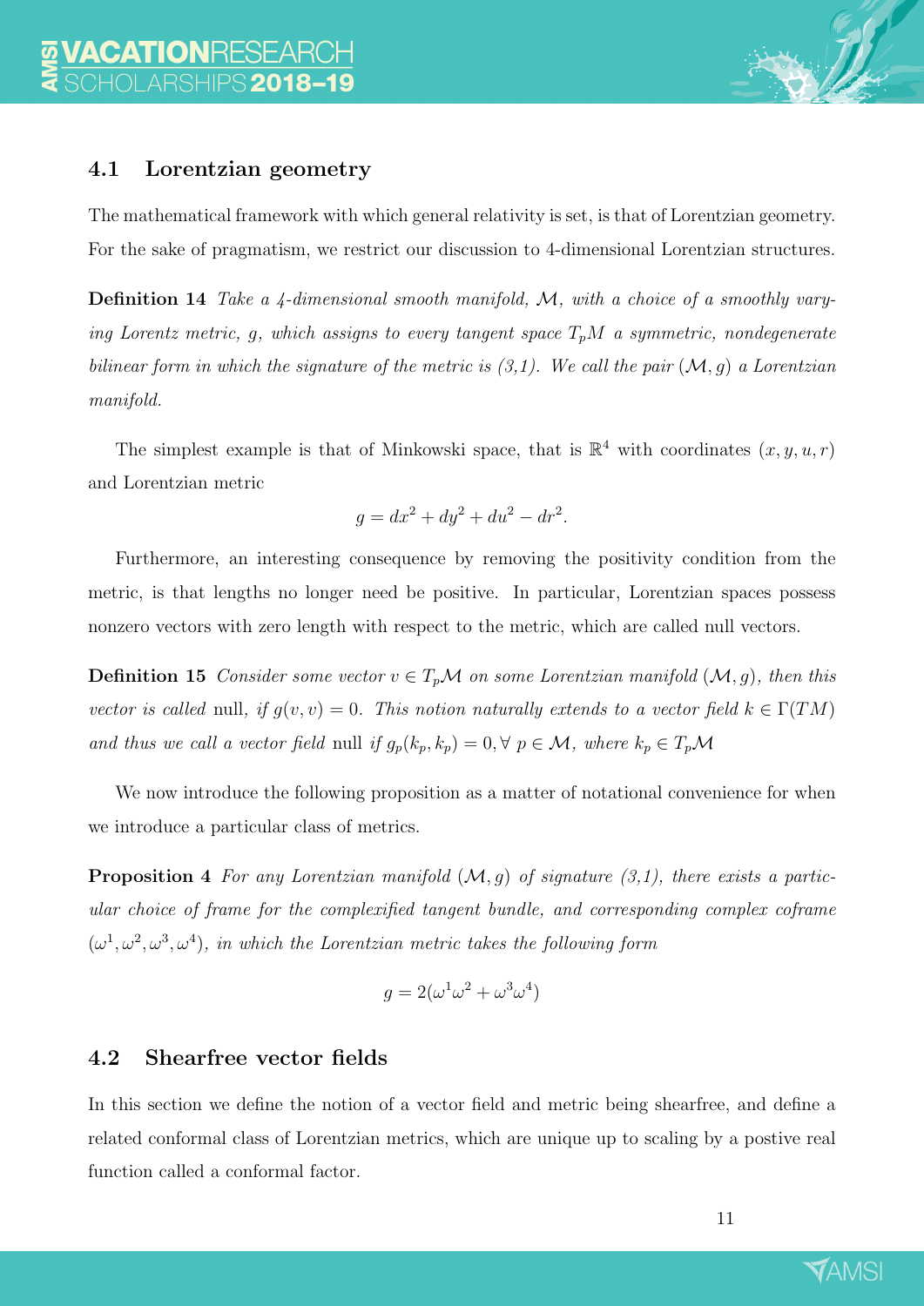### 4.1 Lorentzian geometry

The mathematical framework with which general relativity is set, is that of Lorentzian geometry. For the sake of pragmatism, we restrict our discussion to 4-dimensional Lorentzian structures.

**Definition 14** *Take a 4-dimensional smooth manifold, $\mathcal{M}$, with a choice of a smoothly varying Lorentz metric, $g$, which assigns to every tangent space $T_pM$ a symmetric, nondegenerate bilinear form in which the signature of the metric is (3,1). We call the pair $(\mathcal{M}, g)$ a Lorentzian manifold.*

The simplest example is that of Minkowski space, that is $\mathbb{R}^4$ with coordinates $(x, y, u, r)$ and Lorentzian metric

$$g = dx^2 + dy^2 + du^2 - dr^2.$$

Furthermore, an interesting consequence by removing the positivity condition from the metric, is that lengths no longer need be positive. In particular, Lorentzian spaces possess nonzero vectors with zero length with respect to the metric, which are called null vectors.

**Definition 15** *Consider some vector $v \in T_p\mathcal{M}$ on some Lorentzian manifold $(\mathcal{M}, g)$, then this vector is called* null*, if $g(v, v) = 0$. This notion naturally extends to a vector field $k \in \Gamma(TM)$ and thus we call a vector field* null *if $g_p(k_p, k_p) = 0, \forall\ p \in \mathcal{M}$, where $k_p \in T_p\mathcal{M}$*

We now introduce the following proposition as a matter of notational convenience for when we introduce a particular class of metrics.

**Proposition 4** *For any Lorentzian manifold $(\mathcal{M}, g)$ of signature (3,1), there exists a particular choice of frame for the complexified tangent bundle, and corresponding complex coframe $(\omega^1, \omega^2, \omega^3, \omega^4)$, in which the Lorentzian metric takes the following form*

$$g = 2(\omega^1\omega^2 + \omega^3\omega^4)$$

### 4.2 Shearfree vector fields

In this section we define the notion of a vector field and metric being shearfree, and define a related conformal class of Lorentzian metrics, which are unique up to scaling by a postive real function called a conformal factor.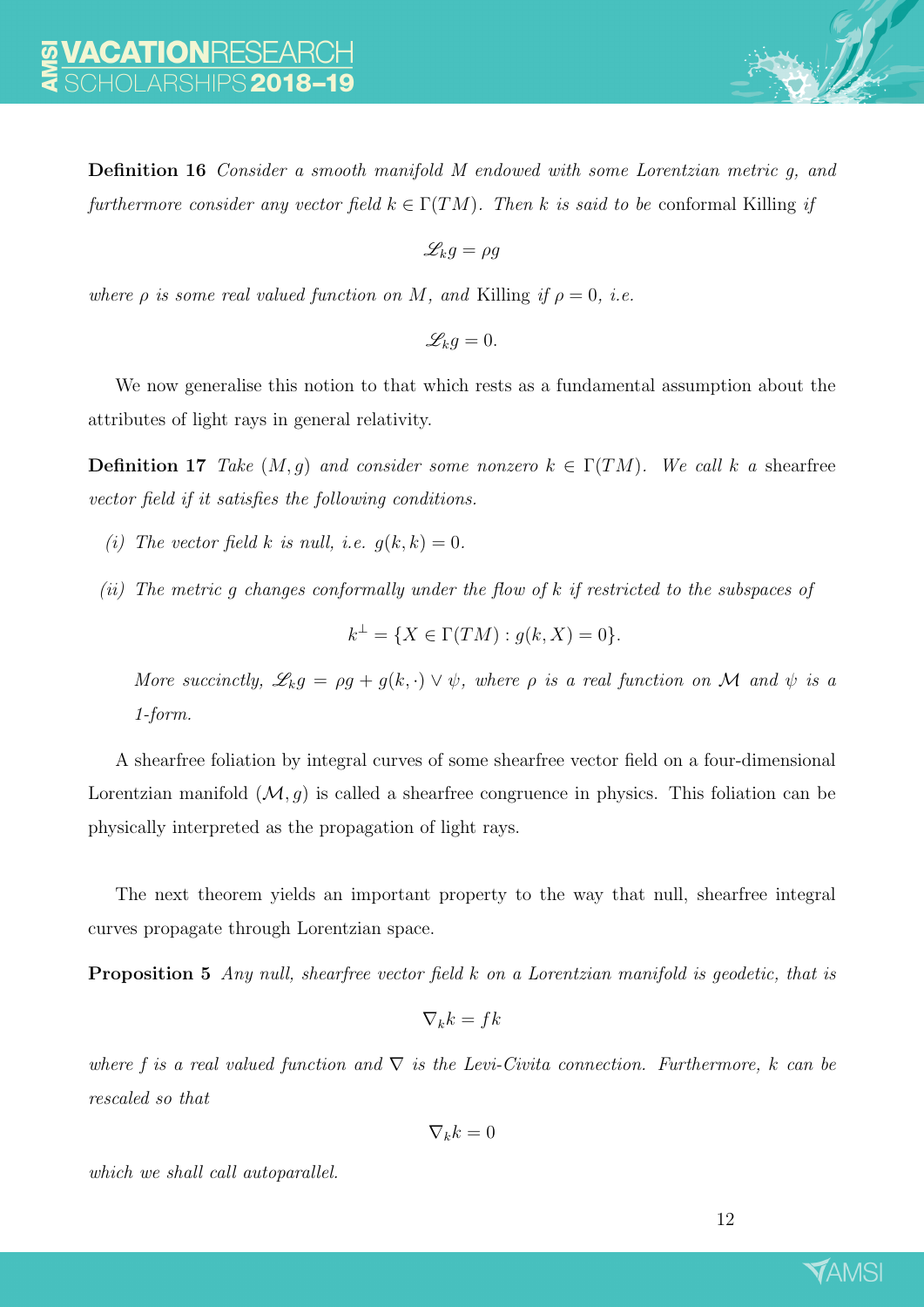**Definition 16** *Consider a smooth manifold $M$ endowed with some Lorentzian metric $g$, and furthermore consider any vector field $k \in \Gamma(TM)$. Then $k$ is said to be* conformal Killing *if*

$$\mathscr{L}_k g = \rho g$$

*where $\rho$ is some real valued function on $M$, and* Killing *if $\rho = 0$, i.e.*

$$\mathscr{L}_k g = 0.$$

We now generalise this notion to that which rests as a fundamental assumption about the attributes of light rays in general relativity.

**Definition 17** *Take $(M, g)$ and consider some nonzero $k \in \Gamma(TM)$. We call $k$ a* shearfree *vector field if it satisfies the following conditions.*

*(i) The vector field $k$ is null, i.e. $g(k, k) = 0$.*

*(ii) The metric $g$ changes conformally under the flow of $k$ if restricted to the subspaces of*

$$k^{\perp} = \{X \in \Gamma(TM) : g(k, X) = 0\}.$$

*More succinctly, $\mathscr{L}_k g = \rho g + g(k, \cdot) \vee \psi$, where $\rho$ is a real function on $\mathcal{M}$ and $\psi$ is a 1-form.*

A shearfree foliation by integral curves of some shearfree vector field on a four-dimensional Lorentzian manifold $(\mathcal{M}, g)$ is called a shearfree congruence in physics. This foliation can be physically interpreted as the propagation of light rays.

The next theorem yields an important property to the way that null, shearfree integral curves propagate through Lorentzian space.

**Proposition 5** *Any null, shearfree vector field $k$ on a Lorentzian manifold is geodetic, that is*

$$\nabla_k k = fk$$

*where $f$ is a real valued function and $\nabla$ is the Levi-Civita connection. Furthermore, $k$ can be rescaled so that*

$$\nabla_k k = 0$$

*which we shall call autoparallel.*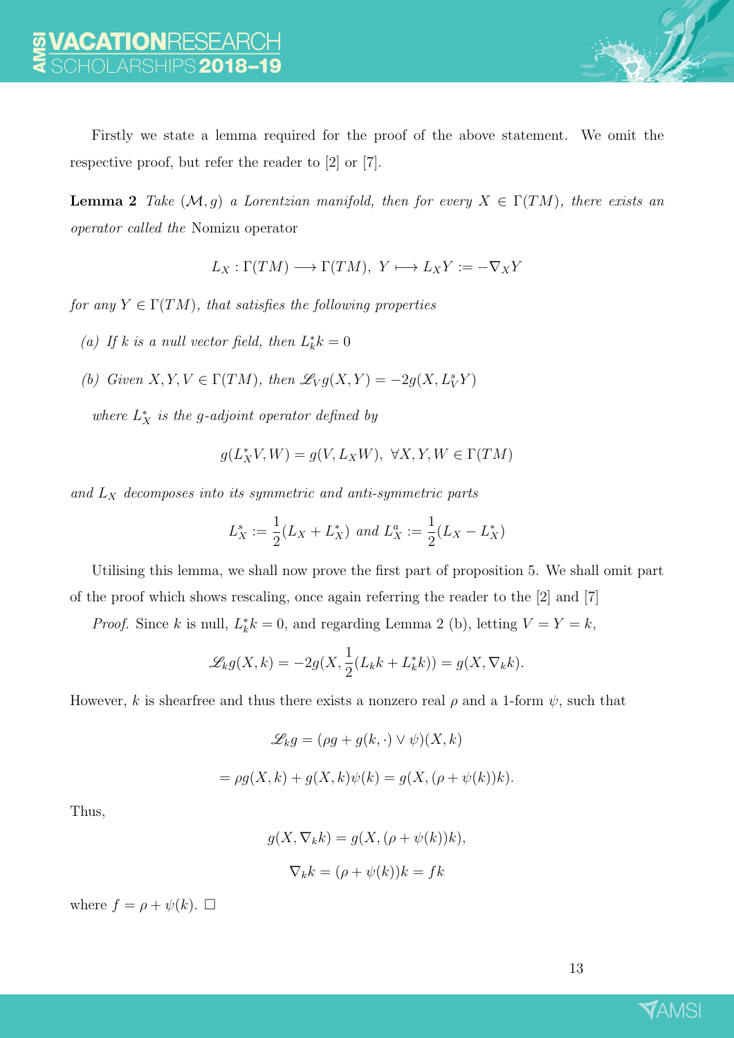Firstly we state a lemma required for the proof of the above statement. We omit the respective proof, but refer the reader to [2] or [7].

**Lemma 2** *Take $(\mathcal{M}, g)$ a Lorentzian manifold, then for every $X \in \Gamma(TM)$, there exists an operator called the* Nomizu operator

$$L_X : \Gamma(TM) \longrightarrow \Gamma(TM),\ Y \longmapsto L_X Y := -\nabla_X Y$$

*for any $Y \in \Gamma(TM)$, that satisfies the following properties*

*(a) If $k$ is a null vector field, then $L_k^* k = 0$*

*(b) Given $X, Y, V \in \Gamma(TM)$, then $\mathscr{L}_V g(X, Y) = -2g(X, L_V^s Y)$*

*where $L_X^*$ is the $g$-adjoint operator defined by*

$$g(L_X^* V, W) = g(V, L_X W),\ \forall X, Y, W \in \Gamma(TM)$$

*and $L_X$ decomposes into its symmetric and anti-symmetric parts*

$$L_X^s := \frac{1}{2}(L_X + L_X^*) \text{ and } L_X^a := \frac{1}{2}(L_X - L_X^*)$$

Utilising this lemma, we shall now prove the first part of proposition 5. We shall omit part of the proof which shows rescaling, once again referring the reader to the [2] and [7]

*Proof.* Since $k$ is null, $L_k^* k = 0$, and regarding Lemma 2 (b), letting $V = Y = k$,

$$\mathscr{L}_k g(X, k) = -2g(X, \frac{1}{2}(L_k k + L_k^* k)) = g(X, \nabla_k k).$$

However, $k$ is shearfree and thus there exists a nonzero real $\rho$ and a 1-form $\psi$, such that

$$\mathscr{L}_k g = (\rho g + g(k, \cdot) \vee \psi)(X, k)$$

$$= \rho g(X, k) + g(X, k)\psi(k) = g(X, (\rho + \psi(k))k).$$

Thus,

$$g(X, \nabla_k k) = g(X, (\rho + \psi(k))k),$$

$$\nabla_k k = (\rho + \psi(k))k = fk$$

where $f = \rho + \psi(k)$. $\square$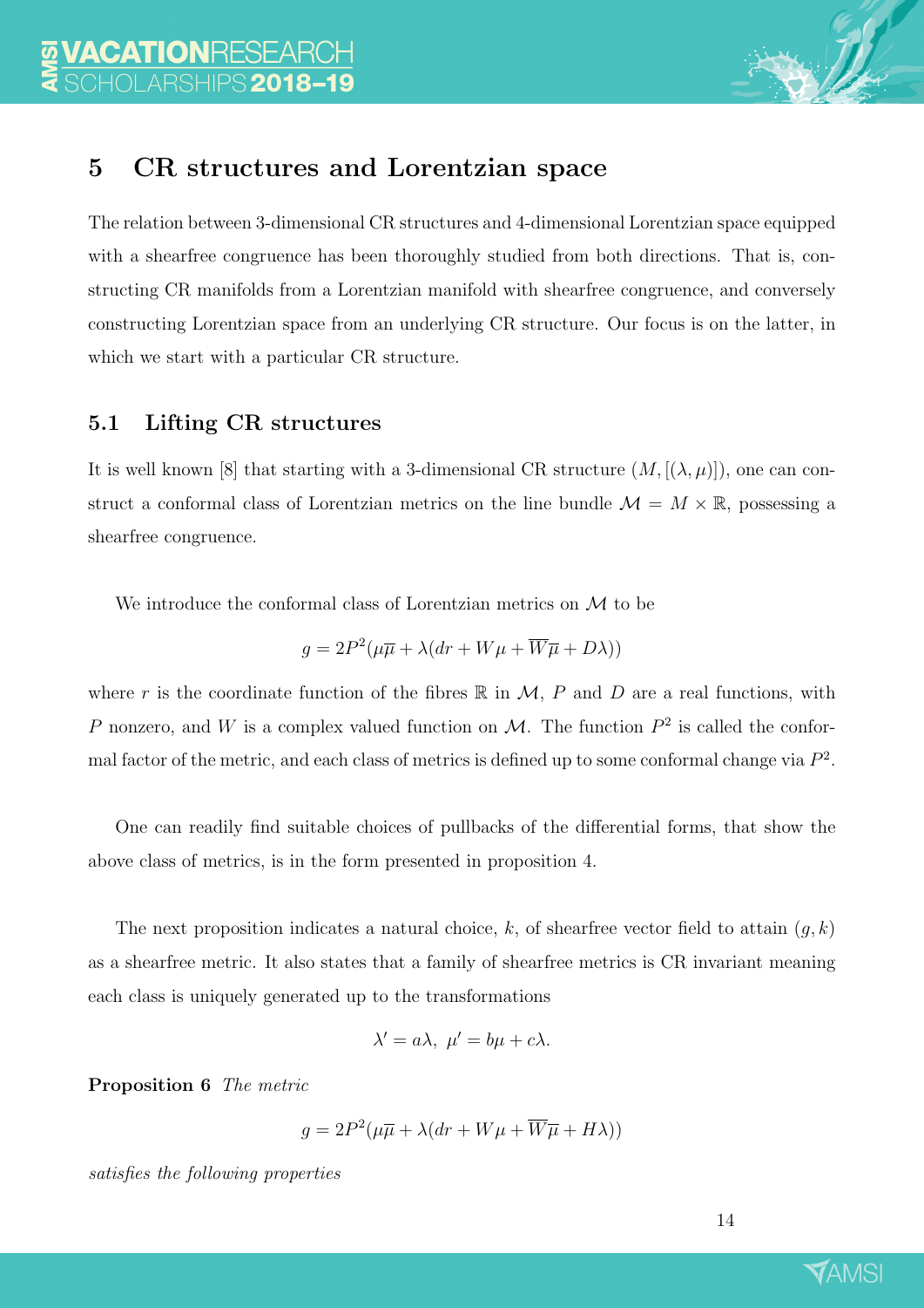## 5 CR structures and Lorentzian space

The relation between 3-dimensional CR structures and 4-dimensional Lorentzian space equipped with a shearfree congruence has been thoroughly studied from both directions. That is, constructing CR manifolds from a Lorentzian manifold with shearfree congruence, and conversely constructing Lorentzian space from an underlying CR structure. Our focus is on the latter, in which we start with a particular CR structure.

### 5.1 Lifting CR structures

It is well known [8] that starting with a 3-dimensional CR structure $(M, [(\lambda, \mu)])$, one can construct a conformal class of Lorentzian metrics on the line bundle $\mathcal{M} = M \times \mathbb{R}$, possessing a shearfree congruence.

We introduce the conformal class of Lorentzian metrics on $\mathcal{M}$ to be

$$g = 2P^2(\mu\overline{\mu} + \lambda(dr + W\mu + \overline{W}\overline{\mu} + D\lambda))$$

where $r$ is the coordinate function of the fibres $\mathbb{R}$ in $\mathcal{M}$, $P$ and $D$ are a real functions, with $P$ nonzero, and $W$ is a complex valued function on $\mathcal{M}$. The function $P^2$ is called the conformal factor of the metric, and each class of metrics is defined up to some conformal change via $P^2$.

One can readily find suitable choices of pullbacks of the differential forms, that show the above class of metrics, is in the form presented in proposition 4.

The next proposition indicates a natural choice, $k$, of shearfree vector field to attain $(g, k)$ as a shearfree metric. It also states that a family of shearfree metrics is CR invariant meaning each class is uniquely generated up to the transformations

$$\lambda' = a\lambda, \ \mu' = b\mu + c\lambda.$$

**Proposition 6** *The metric*

$$g = 2P^2(\mu\overline{\mu} + \lambda(dr + W\mu + \overline{W}\overline{\mu} + H\lambda))$$

*satisfies the following properties*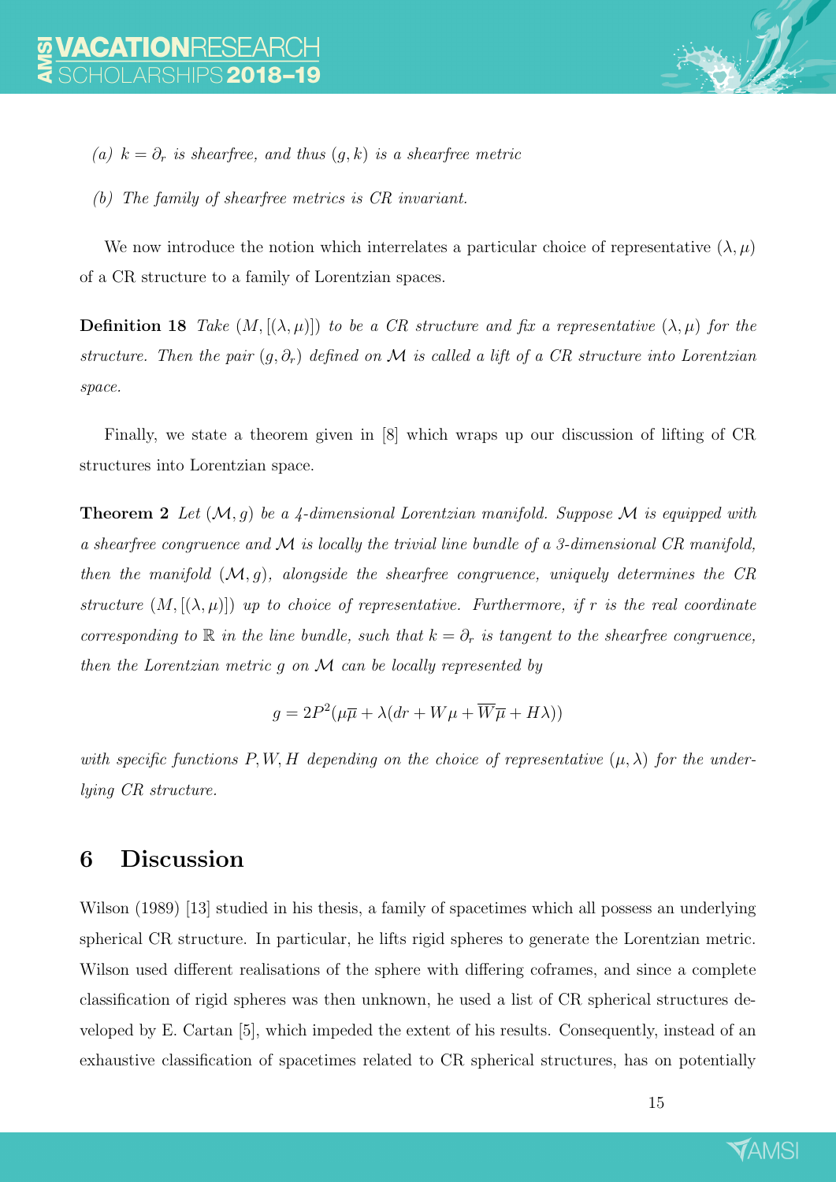(a) $k = \partial_r$ *is shearfree, and thus* $(g, k)$ *is a shearfree metric*

(b) *The family of shearfree metrics is CR invariant.*

We now introduce the notion which interrelates a particular choice of representative $(\lambda, \mu)$ of a CR structure to a family of Lorentzian spaces.

**Definition 18** *Take* $(M, [(\lambda, \mu)])$ *to be a CR structure and fix a representative* $(\lambda, \mu)$ *for the structure. Then the pair* $(g, \partial_r)$ *defined on* $\mathcal{M}$ *is called a lift of a CR structure into Lorentzian space.*

Finally, we state a theorem given in [8] which wraps up our discussion of lifting of CR structures into Lorentzian space.

**Theorem 2** *Let* $(\mathcal{M}, g)$ *be a 4-dimensional Lorentzian manifold. Suppose* $\mathcal{M}$ *is equipped with a shearfree congruence and* $\mathcal{M}$ *is locally the trivial line bundle of a 3-dimensional CR manifold, then the manifold* $(\mathcal{M}, g)$*, alongside the shearfree congruence, uniquely determines the CR structure* $(M, [(\lambda, \mu)])$ *up to choice of representative. Furthermore, if* $r$ *is the real coordinate corresponding to* $\mathbb{R}$ *in the line bundle, such that* $k = \partial_r$ *is tangent to the shearfree congruence, then the Lorentzian metric* $g$ *on* $\mathcal{M}$ *can be locally represented by*

$$g = 2P^2(\mu\overline{\mu} + \lambda(dr + W\mu + \overline{W}\overline{\mu} + H\lambda))$$

*with specific functions* $P, W, H$ *depending on the choice of representative* $(\mu, \lambda)$ *for the underlying CR structure.*

# 6 Discussion

Wilson (1989) [13] studied in his thesis, a family of spacetimes which all possess an underlying spherical CR structure. In particular, he lifts rigid spheres to generate the Lorentzian metric. Wilson used different realisations of the sphere with differing coframes, and since a complete classification of rigid spheres was then unknown, he used a list of CR spherical structures developed by E. Cartan [5], which impeded the extent of his results. Consequently, instead of an exhaustive classification of spacetimes related to CR spherical structures, has on potentially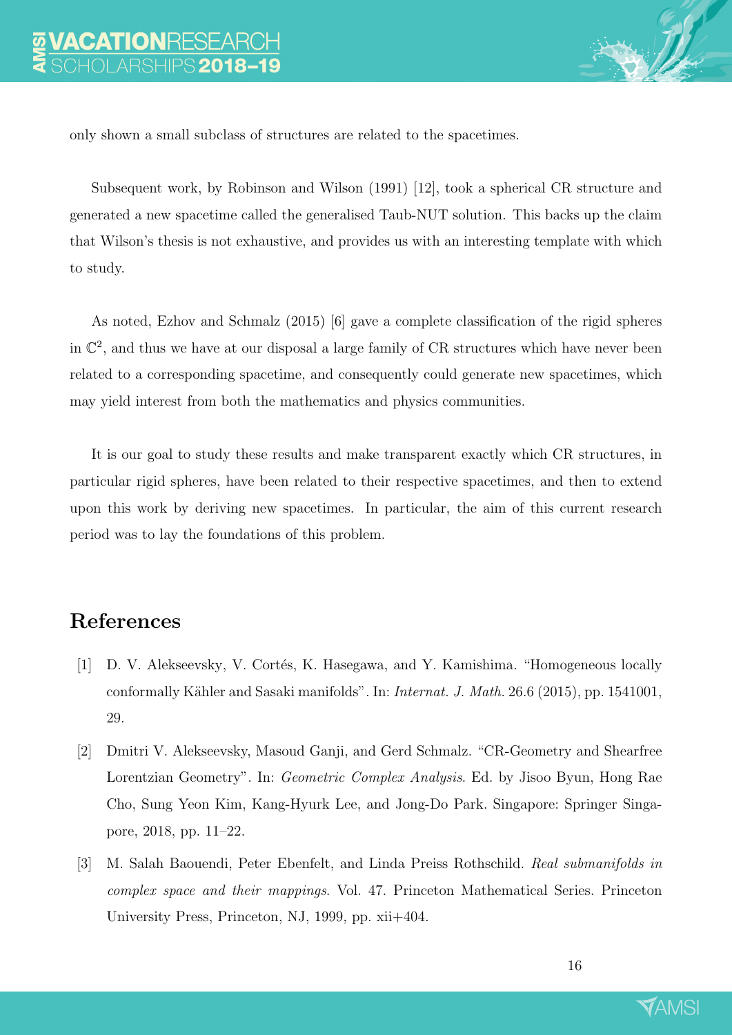only shown a small subclass of structures are related to the spacetimes.

Subsequent work, by Robinson and Wilson (1991) [12], took a spherical CR structure and generated a new spacetime called the generalised Taub-NUT solution. This backs up the claim that Wilson's thesis is not exhaustive, and provides us with an interesting template with which to study.

As noted, Ezhov and Schmalz (2015) [6] gave a complete classification of the rigid spheres in $\mathbb{C}^2$, and thus we have at our disposal a large family of CR structures which have never been related to a corresponding spacetime, and consequently could generate new spacetimes, which may yield interest from both the mathematics and physics communities.

It is our goal to study these results and make transparent exactly which CR structures, in particular rigid spheres, have been related to their respective spacetimes, and then to extend upon this work by deriving new spacetimes. In particular, the aim of this current research period was to lay the foundations of this problem.

## References

[1] D. V. Alekseevsky, V. Cortés, K. Hasegawa, and Y. Kamishima. "Homogeneous locally conformally Kähler and Sasaki manifolds". In: *Internat. J. Math.* 26.6 (2015), pp. 1541001, 29.

[2] Dmitri V. Alekseevsky, Masoud Ganji, and Gerd Schmalz. "CR-Geometry and Shearfree Lorentzian Geometry". In: *Geometric Complex Analysis*. Ed. by Jisoo Byun, Hong Rae Cho, Sung Yeon Kim, Kang-Hyurk Lee, and Jong-Do Park. Singapore: Springer Singapore, 2018, pp. 11–22.

[3] M. Salah Baouendi, Peter Ebenfelt, and Linda Preiss Rothschild. *Real submanifolds in complex space and their mappings*. Vol. 47. Princeton Mathematical Series. Princeton University Press, Princeton, NJ, 1999, pp. xii+404.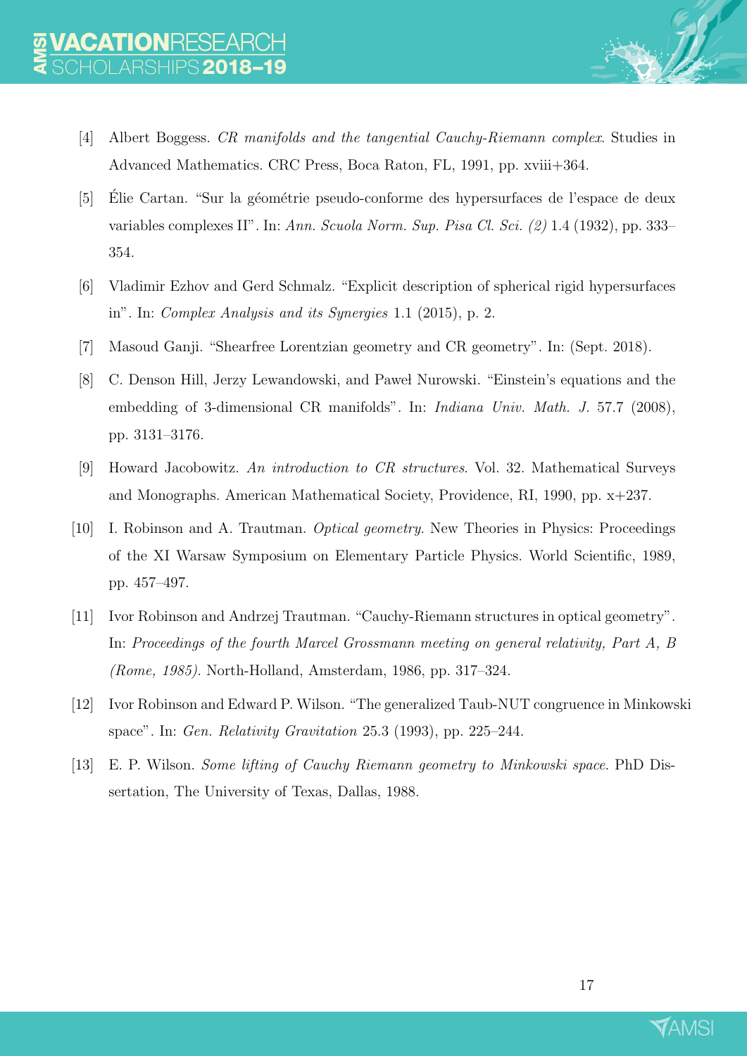[4] Albert Boggess. *CR manifolds and the tangential Cauchy-Riemann complex*. Studies in Advanced Mathematics. CRC Press, Boca Raton, FL, 1991, pp. xviii+364.

[5] Élie Cartan. "Sur la géométrie pseudo-conforme des hypersurfaces de l'espace de deux variables complexes II". In: *Ann. Scuola Norm. Sup. Pisa Cl. Sci. (2)* 1.4 (1932), pp. 333–354.

[6] Vladimir Ezhov and Gerd Schmalz. "Explicit description of spherical rigid hypersurfaces in". In: *Complex Analysis and its Synergies* 1.1 (2015), p. 2.

[7] Masoud Ganji. "Shearfree Lorentzian geometry and CR geometry". In: (Sept. 2018).

[8] C. Denson Hill, Jerzy Lewandowski, and Paweł Nurowski. "Einstein's equations and the embedding of 3-dimensional CR manifolds". In: *Indiana Univ. Math. J.* 57.7 (2008), pp. 3131–3176.

[9] Howard Jacobowitz. *An introduction to CR structures*. Vol. 32. Mathematical Surveys and Monographs. American Mathematical Society, Providence, RI, 1990, pp. x+237.

[10] I. Robinson and A. Trautman. *Optical geometry*. New Theories in Physics: Proceedings of the XI Warsaw Symposium on Elementary Particle Physics. World Scientific, 1989, pp. 457–497.

[11] Ivor Robinson and Andrzej Trautman. "Cauchy-Riemann structures in optical geometry". In: *Proceedings of the fourth Marcel Grossmann meeting on general relativity, Part A, B (Rome, 1985)*. North-Holland, Amsterdam, 1986, pp. 317–324.

[12] Ivor Robinson and Edward P. Wilson. "The generalized Taub-NUT congruence in Minkowski space". In: *Gen. Relativity Gravitation* 25.3 (1993), pp. 225–244.

[13] E. P. Wilson. *Some lifting of Cauchy Riemann geometry to Minkowski space*. PhD Dissertation, The University of Texas, Dallas, 1988.